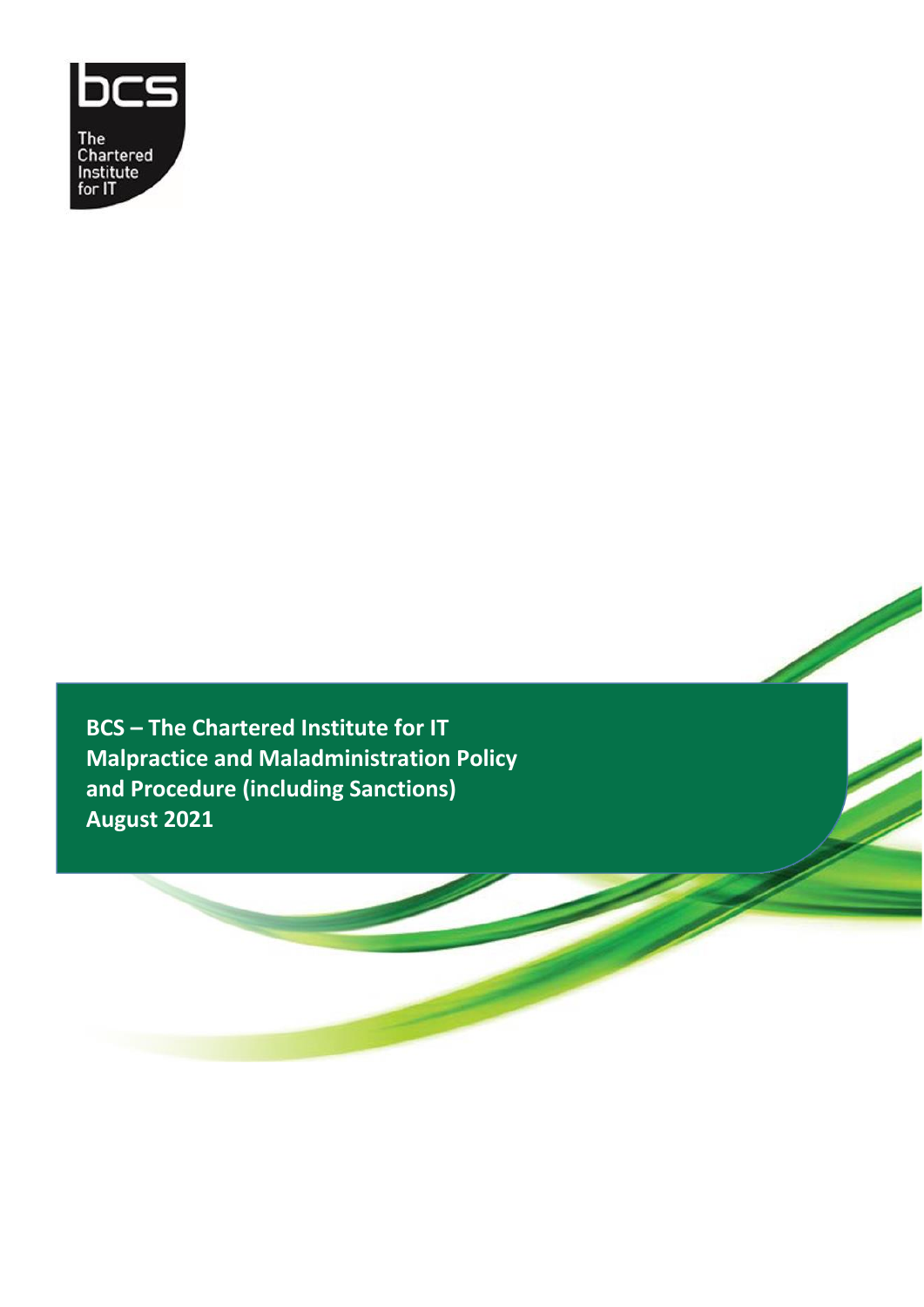bcs

The Chartered Institute for IT

**BCS – The Chartered Institute for IT**
**Malpractice and Maladministration Policy and Procedure (including Sanctions)**
**August 2021**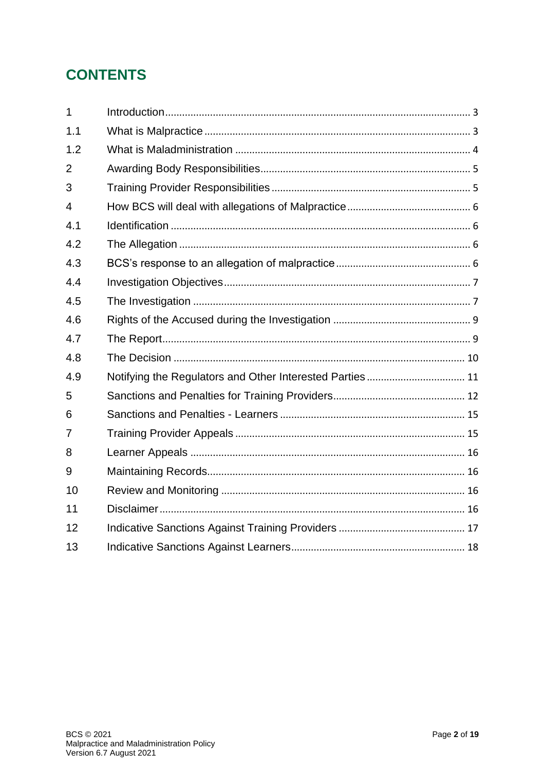# CONTENTS

| | | |
|---|---|---|
| 1 | Introduction | 3 |
| 1.1 | What is Malpractice | 3 |
| 1.2 | What is Maladministration | 4 |
| 2 | Awarding Body Responsibilities | 5 |
| 3 | Training Provider Responsibilities | 5 |
| 4 | How BCS will deal with allegations of Malpractice | 6 |
| 4.1 | Identification | 6 |
| 4.2 | The Allegation | 6 |
| 4.3 | BCS's response to an allegation of malpractice | 6 |
| 4.4 | Investigation Objectives | 7 |
| 4.5 | The Investigation | 7 |
| 4.6 | Rights of the Accused during the Investigation | 9 |
| 4.7 | The Report | 9 |
| 4.8 | The Decision | 10 |
| 4.9 | Notifying the Regulators and Other Interested Parties | 11 |
| 5 | Sanctions and Penalties for Training Providers | 12 |
| 6 | Sanctions and Penalties - Learners | 15 |
| 7 | Training Provider Appeals | 15 |
| 8 | Learner Appeals | 16 |
| 9 | Maintaining Records | 16 |
| 10 | Review and Monitoring | 16 |
| 11 | Disclaimer | 16 |
| 12 | Indicative Sanctions Against Training Providers | 17 |
| 13 | Indicative Sanctions Against Learners | 18 |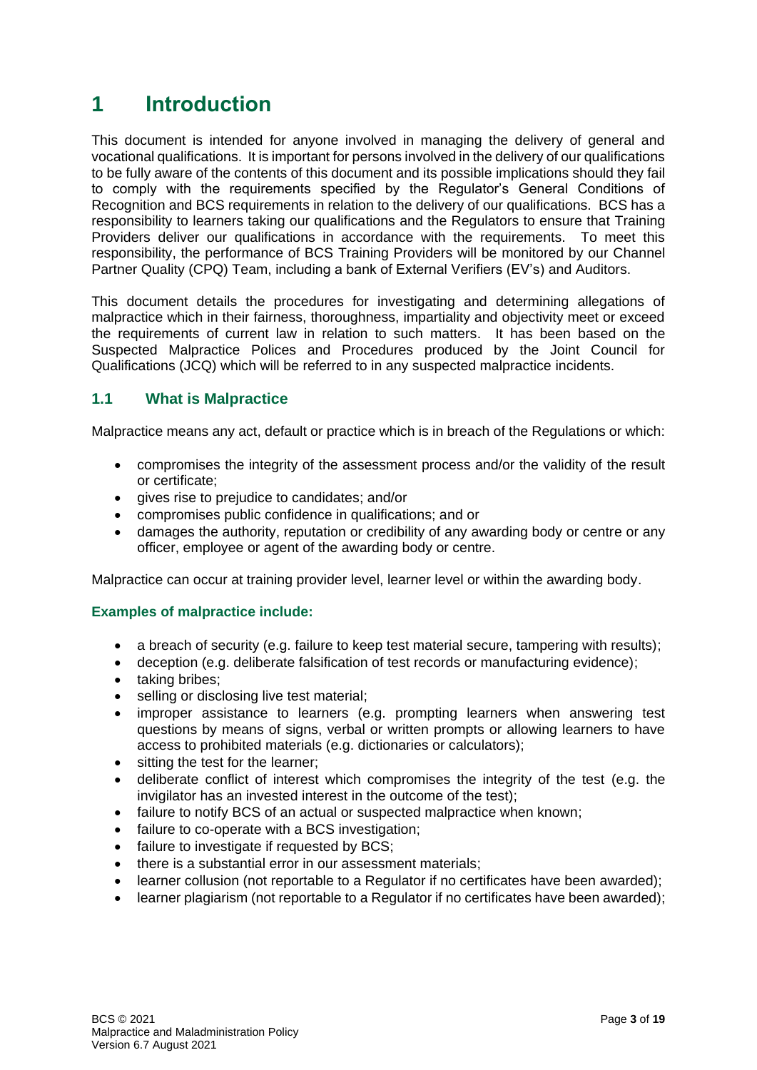# 1 Introduction

This document is intended for anyone involved in managing the delivery of general and vocational qualifications. It is important for persons involved in the delivery of our qualifications to be fully aware of the contents of this document and its possible implications should they fail to comply with the requirements specified by the Regulator's General Conditions of Recognition and BCS requirements in relation to the delivery of our qualifications. BCS has a responsibility to learners taking our qualifications and the Regulators to ensure that Training Providers deliver our qualifications in accordance with the requirements. To meet this responsibility, the performance of BCS Training Providers will be monitored by our Channel Partner Quality (CPQ) Team, including a bank of External Verifiers (EV's) and Auditors.

This document details the procedures for investigating and determining allegations of malpractice which in their fairness, thoroughness, impartiality and objectivity meet or exceed the requirements of current law in relation to such matters. It has been based on the Suspected Malpractice Polices and Procedures produced by the Joint Council for Qualifications (JCQ) which will be referred to in any suspected malpractice incidents.

## 1.1 What is Malpractice

Malpractice means any act, default or practice which is in breach of the Regulations or which:

- compromises the integrity of the assessment process and/or the validity of the result or certificate;
- gives rise to prejudice to candidates; and/or
- compromises public confidence in qualifications; and or
- damages the authority, reputation or credibility of any awarding body or centre or any officer, employee or agent of the awarding body or centre.

Malpractice can occur at training provider level, learner level or within the awarding body.

**Examples of malpractice include:**

- a breach of security (e.g. failure to keep test material secure, tampering with results);
- deception (e.g. deliberate falsification of test records or manufacturing evidence);
- taking bribes;
- selling or disclosing live test material;
- improper assistance to learners (e.g. prompting learners when answering test questions by means of signs, verbal or written prompts or allowing learners to have access to prohibited materials (e.g. dictionaries or calculators);
- sitting the test for the learner;
- deliberate conflict of interest which compromises the integrity of the test (e.g. the invigilator has an invested interest in the outcome of the test);
- failure to notify BCS of an actual or suspected malpractice when known;
- failure to co-operate with a BCS investigation;
- failure to investigate if requested by BCS;
- there is a substantial error in our assessment materials;
- learner collusion (not reportable to a Regulator if no certificates have been awarded);
- learner plagiarism (not reportable to a Regulator if no certificates have been awarded);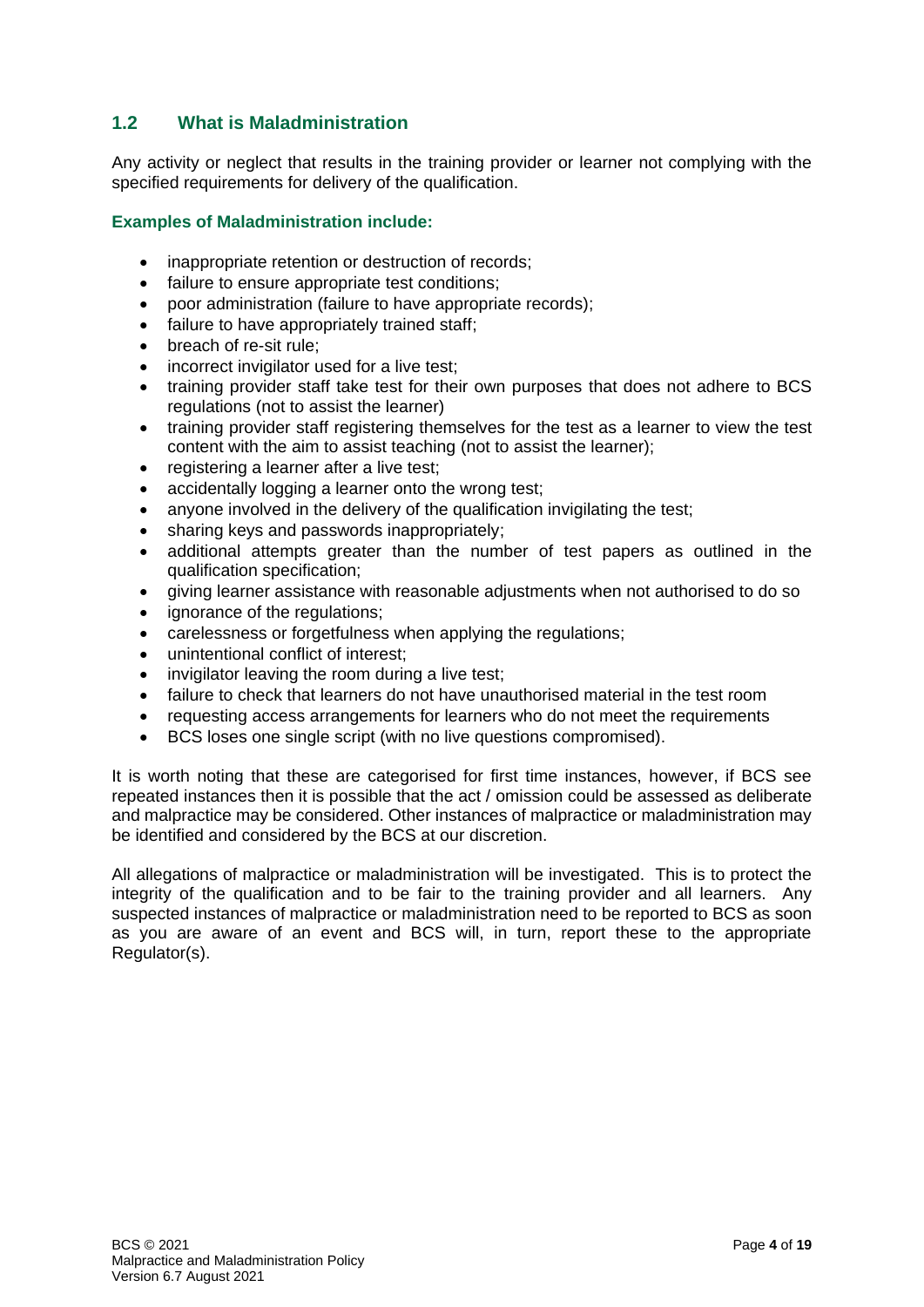## 1.2 What is Maladministration

Any activity or neglect that results in the training provider or learner not complying with the specified requirements for delivery of the qualification.

**Examples of Maladministration include:**

- inappropriate retention or destruction of records;
- failure to ensure appropriate test conditions;
- poor administration (failure to have appropriate records);
- failure to have appropriately trained staff;
- breach of re-sit rule;
- incorrect invigilator used for a live test;
- training provider staff take test for their own purposes that does not adhere to BCS regulations (not to assist the learner)
- training provider staff registering themselves for the test as a learner to view the test content with the aim to assist teaching (not to assist the learner);
- registering a learner after a live test;
- accidentally logging a learner onto the wrong test;
- anyone involved in the delivery of the qualification invigilating the test;
- sharing keys and passwords inappropriately;
- additional attempts greater than the number of test papers as outlined in the qualification specification;
- giving learner assistance with reasonable adjustments when not authorised to do so
- ignorance of the regulations;
- carelessness or forgetfulness when applying the regulations;
- unintentional conflict of interest;
- invigilator leaving the room during a live test;
- failure to check that learners do not have unauthorised material in the test room
- requesting access arrangements for learners who do not meet the requirements
- BCS loses one single script (with no live questions compromised).

It is worth noting that these are categorised for first time instances, however, if BCS see repeated instances then it is possible that the act / omission could be assessed as deliberate and malpractice may be considered. Other instances of malpractice or maladministration may be identified and considered by the BCS at our discretion.

All allegations of malpractice or maladministration will be investigated. This is to protect the integrity of the qualification and to be fair to the training provider and all learners. Any suspected instances of malpractice or maladministration need to be reported to BCS as soon as you are aware of an event and BCS will, in turn, report these to the appropriate Regulator(s).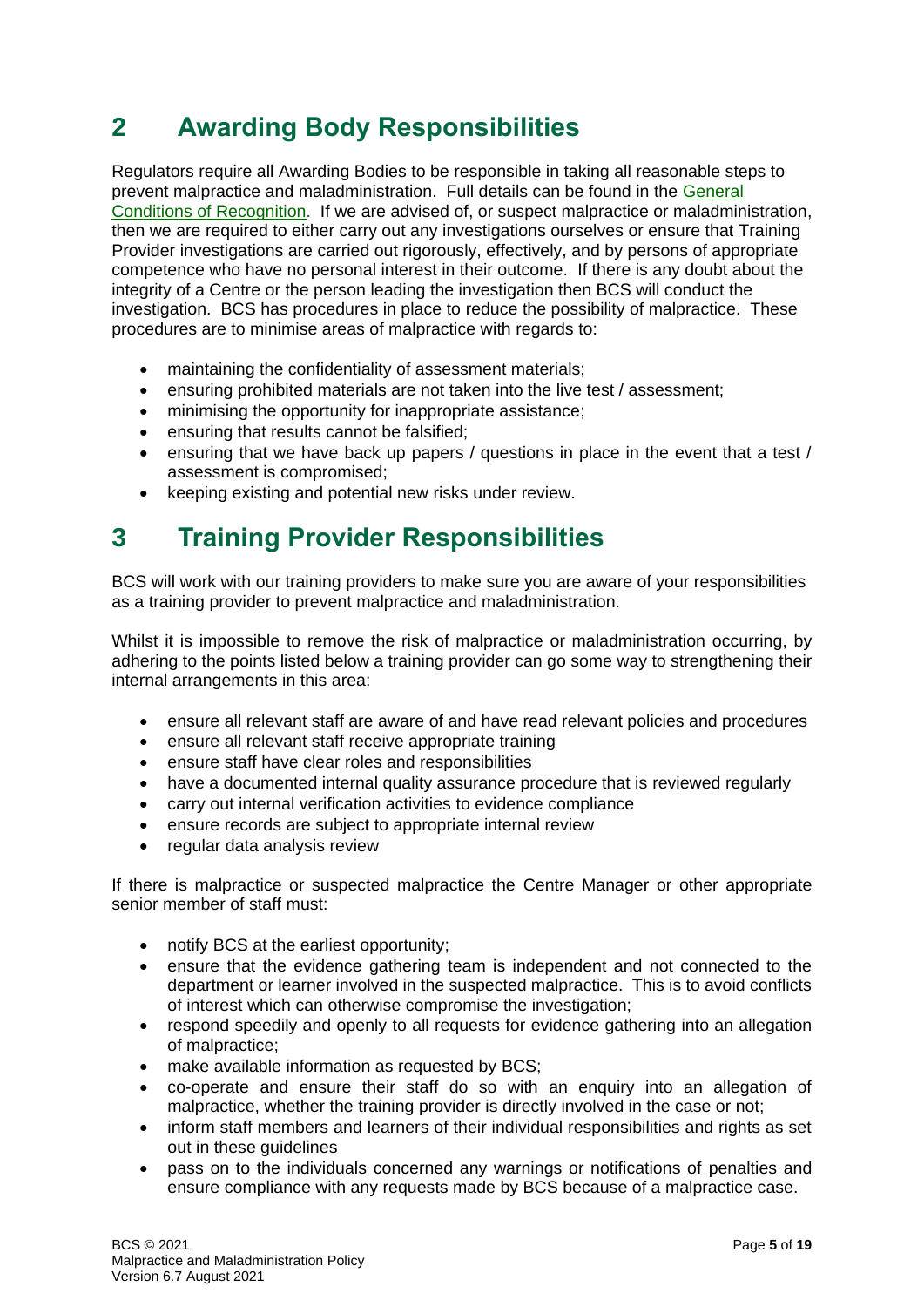## 2 Awarding Body Responsibilities

Regulators require all Awarding Bodies to be responsible in taking all reasonable steps to prevent malpractice and maladministration. Full details can be found in the General Conditions of Recognition. If we are advised of, or suspect malpractice or maladministration, then we are required to either carry out any investigations ourselves or ensure that Training Provider investigations are carried out rigorously, effectively, and by persons of appropriate competence who have no personal interest in their outcome. If there is any doubt about the integrity of a Centre or the person leading the investigation then BCS will conduct the investigation. BCS has procedures in place to reduce the possibility of malpractice. These procedures are to minimise areas of malpractice with regards to:

- maintaining the confidentiality of assessment materials;
- ensuring prohibited materials are not taken into the live test / assessment;
- minimising the opportunity for inappropriate assistance;
- ensuring that results cannot be falsified;
- ensuring that we have back up papers / questions in place in the event that a test / assessment is compromised;
- keeping existing and potential new risks under review.

## 3 Training Provider Responsibilities

BCS will work with our training providers to make sure you are aware of your responsibilities as a training provider to prevent malpractice and maladministration.

Whilst it is impossible to remove the risk of malpractice or maladministration occurring, by adhering to the points listed below a training provider can go some way to strengthening their internal arrangements in this area:

- ensure all relevant staff are aware of and have read relevant policies and procedures
- ensure all relevant staff receive appropriate training
- ensure staff have clear roles and responsibilities
- have a documented internal quality assurance procedure that is reviewed regularly
- carry out internal verification activities to evidence compliance
- ensure records are subject to appropriate internal review
- regular data analysis review

If there is malpractice or suspected malpractice the Centre Manager or other appropriate senior member of staff must:

- notify BCS at the earliest opportunity;
- ensure that the evidence gathering team is independent and not connected to the department or learner involved in the suspected malpractice. This is to avoid conflicts of interest which can otherwise compromise the investigation;
- respond speedily and openly to all requests for evidence gathering into an allegation of malpractice;
- make available information as requested by BCS;
- co-operate and ensure their staff do so with an enquiry into an allegation of malpractice, whether the training provider is directly involved in the case or not;
- inform staff members and learners of their individual responsibilities and rights as set out in these guidelines
- pass on to the individuals concerned any warnings or notifications of penalties and ensure compliance with any requests made by BCS because of a malpractice case.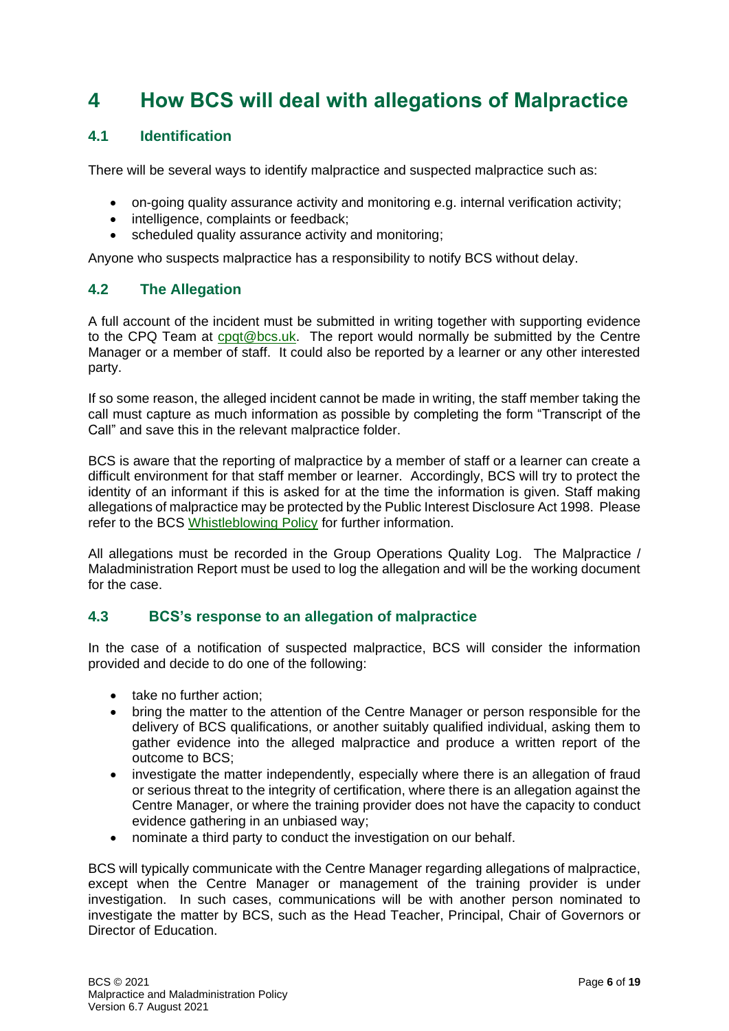# 4 How BCS will deal with allegations of Malpractice

## 4.1 Identification

There will be several ways to identify malpractice and suspected malpractice such as:

- on-going quality assurance activity and monitoring e.g. internal verification activity;
- intelligence, complaints or feedback;
- scheduled quality assurance activity and monitoring;

Anyone who suspects malpractice has a responsibility to notify BCS without delay.

## 4.2 The Allegation

A full account of the incident must be submitted in writing together with supporting evidence to the CPQ Team at [cpqt@bcs.uk](mailto:cpqt@bcs.uk). The report would normally be submitted by the Centre Manager or a member of staff. It could also be reported by a learner or any other interested party.

If so some reason, the alleged incident cannot be made in writing, the staff member taking the call must capture as much information as possible by completing the form "Transcript of the Call" and save this in the relevant malpractice folder.

BCS is aware that the reporting of malpractice by a member of staff or a learner can create a difficult environment for that staff member or learner. Accordingly, BCS will try to protect the identity of an informant if this is asked for at the time the information is given. Staff making allegations of malpractice may be protected by the Public Interest Disclosure Act 1998. Please refer to the BCS Whistleblowing Policy for further information.

All allegations must be recorded in the Group Operations Quality Log. The Malpractice / Maladministration Report must be used to log the allegation and will be the working document for the case.

## 4.3 BCS's response to an allegation of malpractice

In the case of a notification of suspected malpractice, BCS will consider the information provided and decide to do one of the following:

- take no further action;
- bring the matter to the attention of the Centre Manager or person responsible for the delivery of BCS qualifications, or another suitably qualified individual, asking them to gather evidence into the alleged malpractice and produce a written report of the outcome to BCS;
- investigate the matter independently, especially where there is an allegation of fraud or serious threat to the integrity of certification, where there is an allegation against the Centre Manager, or where the training provider does not have the capacity to conduct evidence gathering in an unbiased way;
- nominate a third party to conduct the investigation on our behalf.

BCS will typically communicate with the Centre Manager regarding allegations of malpractice, except when the Centre Manager or management of the training provider is under investigation. In such cases, communications will be with another person nominated to investigate the matter by BCS, such as the Head Teacher, Principal, Chair of Governors or Director of Education.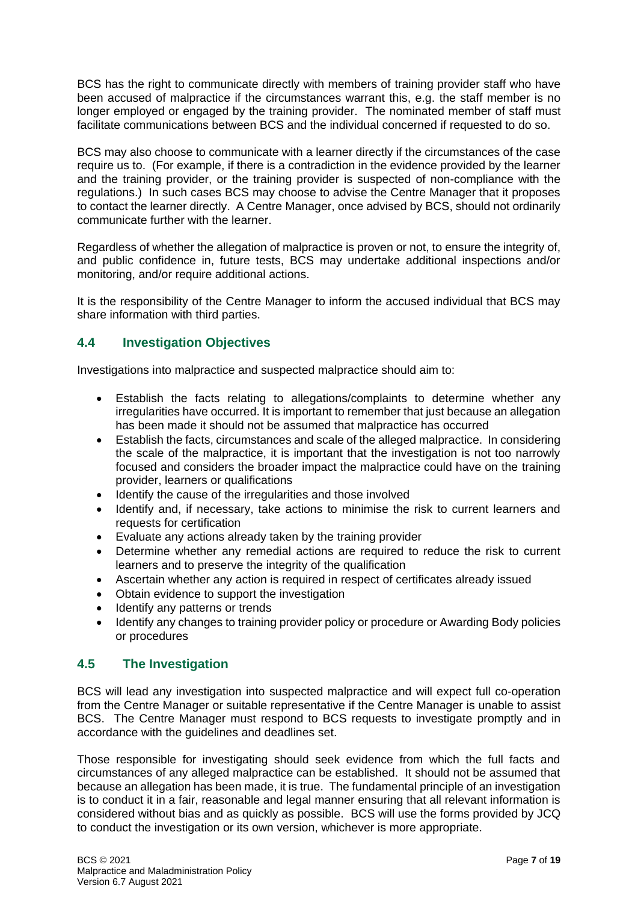BCS has the right to communicate directly with members of training provider staff who have been accused of malpractice if the circumstances warrant this, e.g. the staff member is no longer employed or engaged by the training provider. The nominated member of staff must facilitate communications between BCS and the individual concerned if requested to do so.

BCS may also choose to communicate with a learner directly if the circumstances of the case require us to. (For example, if there is a contradiction in the evidence provided by the learner and the training provider, or the training provider is suspected of non-compliance with the regulations.) In such cases BCS may choose to advise the Centre Manager that it proposes to contact the learner directly. A Centre Manager, once advised by BCS, should not ordinarily communicate further with the learner.

Regardless of whether the allegation of malpractice is proven or not, to ensure the integrity of, and public confidence in, future tests, BCS may undertake additional inspections and/or monitoring, and/or require additional actions.

It is the responsibility of the Centre Manager to inform the accused individual that BCS may share information with third parties.

## 4.4 Investigation Objectives

Investigations into malpractice and suspected malpractice should aim to:

- Establish the facts relating to allegations/complaints to determine whether any irregularities have occurred. It is important to remember that just because an allegation has been made it should not be assumed that malpractice has occurred
- Establish the facts, circumstances and scale of the alleged malpractice. In considering the scale of the malpractice, it is important that the investigation is not too narrowly focused and considers the broader impact the malpractice could have on the training provider, learners or qualifications
- Identify the cause of the irregularities and those involved
- Identify and, if necessary, take actions to minimise the risk to current learners and requests for certification
- Evaluate any actions already taken by the training provider
- Determine whether any remedial actions are required to reduce the risk to current learners and to preserve the integrity of the qualification
- Ascertain whether any action is required in respect of certificates already issued
- Obtain evidence to support the investigation
- Identify any patterns or trends
- Identify any changes to training provider policy or procedure or Awarding Body policies or procedures

## 4.5 The Investigation

BCS will lead any investigation into suspected malpractice and will expect full co-operation from the Centre Manager or suitable representative if the Centre Manager is unable to assist BCS. The Centre Manager must respond to BCS requests to investigate promptly and in accordance with the guidelines and deadlines set.

Those responsible for investigating should seek evidence from which the full facts and circumstances of any alleged malpractice can be established. It should not be assumed that because an allegation has been made, it is true. The fundamental principle of an investigation is to conduct it in a fair, reasonable and legal manner ensuring that all relevant information is considered without bias and as quickly as possible. BCS will use the forms provided by JCQ to conduct the investigation or its own version, whichever is more appropriate.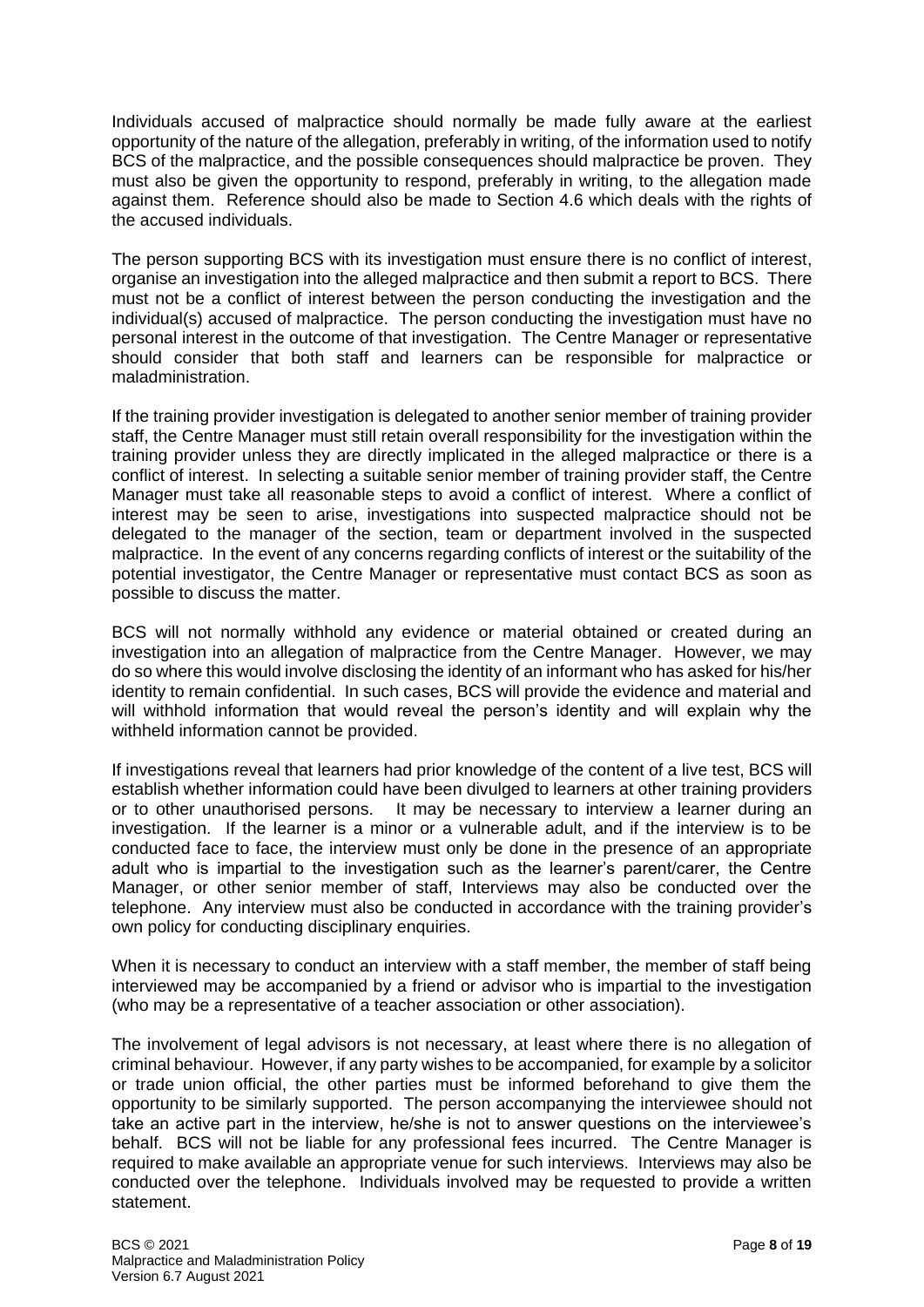Individuals accused of malpractice should normally be made fully aware at the earliest opportunity of the nature of the allegation, preferably in writing, of the information used to notify BCS of the malpractice, and the possible consequences should malpractice be proven. They must also be given the opportunity to respond, preferably in writing, to the allegation made against them. Reference should also be made to Section 4.6 which deals with the rights of the accused individuals.

The person supporting BCS with its investigation must ensure there is no conflict of interest, organise an investigation into the alleged malpractice and then submit a report to BCS. There must not be a conflict of interest between the person conducting the investigation and the individual(s) accused of malpractice. The person conducting the investigation must have no personal interest in the outcome of that investigation. The Centre Manager or representative should consider that both staff and learners can be responsible for malpractice or maladministration.

If the training provider investigation is delegated to another senior member of training provider staff, the Centre Manager must still retain overall responsibility for the investigation within the training provider unless they are directly implicated in the alleged malpractice or there is a conflict of interest. In selecting a suitable senior member of training provider staff, the Centre Manager must take all reasonable steps to avoid a conflict of interest. Where a conflict of interest may be seen to arise, investigations into suspected malpractice should not be delegated to the manager of the section, team or department involved in the suspected malpractice. In the event of any concerns regarding conflicts of interest or the suitability of the potential investigator, the Centre Manager or representative must contact BCS as soon as possible to discuss the matter.

BCS will not normally withhold any evidence or material obtained or created during an investigation into an allegation of malpractice from the Centre Manager. However, we may do so where this would involve disclosing the identity of an informant who has asked for his/her identity to remain confidential. In such cases, BCS will provide the evidence and material and will withhold information that would reveal the person's identity and will explain why the withheld information cannot be provided.

If investigations reveal that learners had prior knowledge of the content of a live test, BCS will establish whether information could have been divulged to learners at other training providers or to other unauthorised persons. It may be necessary to interview a learner during an investigation. If the learner is a minor or a vulnerable adult, and if the interview is to be conducted face to face, the interview must only be done in the presence of an appropriate adult who is impartial to the investigation such as the learner's parent/carer, the Centre Manager, or other senior member of staff, Interviews may also be conducted over the telephone. Any interview must also be conducted in accordance with the training provider's own policy for conducting disciplinary enquiries.

When it is necessary to conduct an interview with a staff member, the member of staff being interviewed may be accompanied by a friend or advisor who is impartial to the investigation (who may be a representative of a teacher association or other association).

The involvement of legal advisors is not necessary, at least where there is no allegation of criminal behaviour. However, if any party wishes to be accompanied, for example by a solicitor or trade union official, the other parties must be informed beforehand to give them the opportunity to be similarly supported. The person accompanying the interviewee should not take an active part in the interview, he/she is not to answer questions on the interviewee's behalf. BCS will not be liable for any professional fees incurred. The Centre Manager is required to make available an appropriate venue for such interviews. Interviews may also be conducted over the telephone. Individuals involved may be requested to provide a written statement.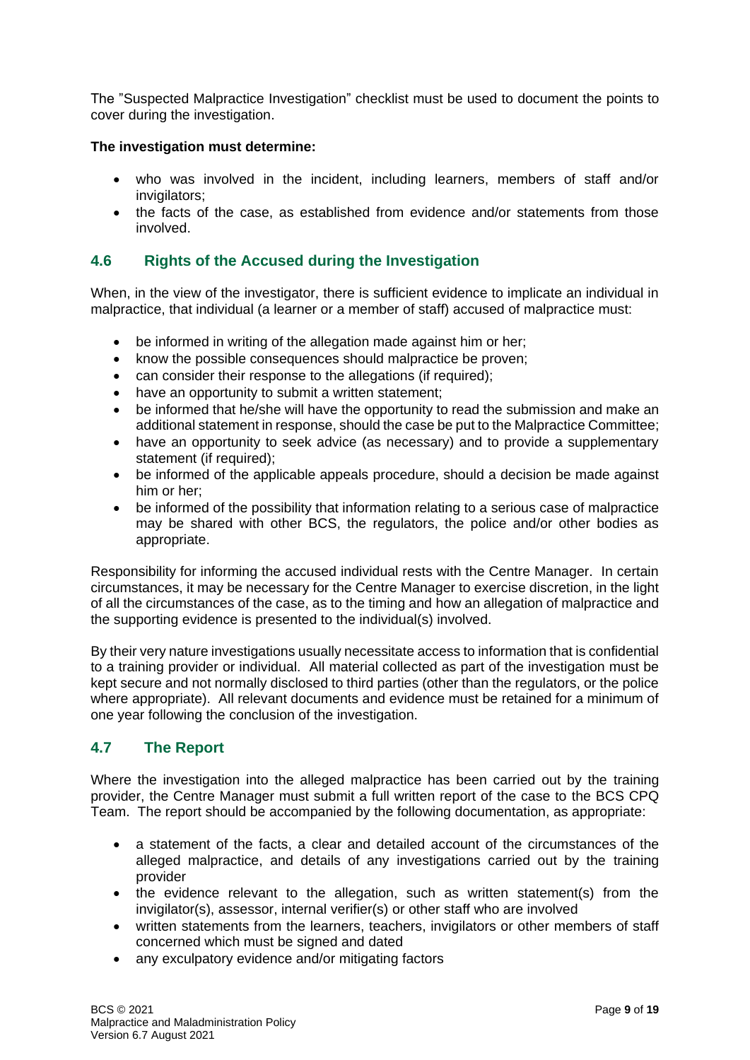The "Suspected Malpractice Investigation" checklist must be used to document the points to cover during the investigation.

**The investigation must determine:**

- who was involved in the incident, including learners, members of staff and/or invigilators;
- the facts of the case, as established from evidence and/or statements from those involved.

## 4.6 Rights of the Accused during the Investigation

When, in the view of the investigator, there is sufficient evidence to implicate an individual in malpractice, that individual (a learner or a member of staff) accused of malpractice must:

- be informed in writing of the allegation made against him or her;
- know the possible consequences should malpractice be proven;
- can consider their response to the allegations (if required);
- have an opportunity to submit a written statement;
- be informed that he/she will have the opportunity to read the submission and make an additional statement in response, should the case be put to the Malpractice Committee;
- have an opportunity to seek advice (as necessary) and to provide a supplementary statement (if required);
- be informed of the applicable appeals procedure, should a decision be made against him or her;
- be informed of the possibility that information relating to a serious case of malpractice may be shared with other BCS, the regulators, the police and/or other bodies as appropriate.

Responsibility for informing the accused individual rests with the Centre Manager. In certain circumstances, it may be necessary for the Centre Manager to exercise discretion, in the light of all the circumstances of the case, as to the timing and how an allegation of malpractice and the supporting evidence is presented to the individual(s) involved.

By their very nature investigations usually necessitate access to information that is confidential to a training provider or individual. All material collected as part of the investigation must be kept secure and not normally disclosed to third parties (other than the regulators, or the police where appropriate). All relevant documents and evidence must be retained for a minimum of one year following the conclusion of the investigation.

## 4.7 The Report

Where the investigation into the alleged malpractice has been carried out by the training provider, the Centre Manager must submit a full written report of the case to the BCS CPQ Team. The report should be accompanied by the following documentation, as appropriate:

- a statement of the facts, a clear and detailed account of the circumstances of the alleged malpractice, and details of any investigations carried out by the training provider
- the evidence relevant to the allegation, such as written statement(s) from the invigilator(s), assessor, internal verifier(s) or other staff who are involved
- written statements from the learners, teachers, invigilators or other members of staff concerned which must be signed and dated
- any exculpatory evidence and/or mitigating factors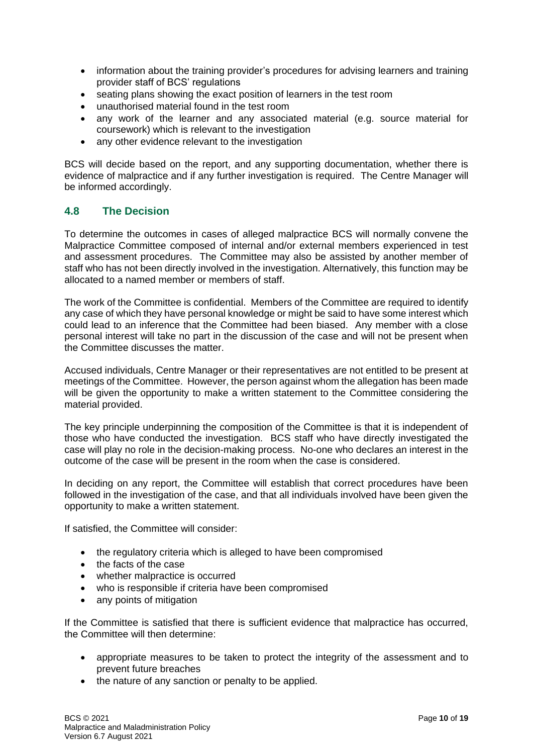- information about the training provider's procedures for advising learners and training provider staff of BCS' regulations
- seating plans showing the exact position of learners in the test room
- unauthorised material found in the test room
- any work of the learner and any associated material (e.g. source material for coursework) which is relevant to the investigation
- any other evidence relevant to the investigation

BCS will decide based on the report, and any supporting documentation, whether there is evidence of malpractice and if any further investigation is required. The Centre Manager will be informed accordingly.

### 4.8 The Decision

To determine the outcomes in cases of alleged malpractice BCS will normally convene the Malpractice Committee composed of internal and/or external members experienced in test and assessment procedures. The Committee may also be assisted by another member of staff who has not been directly involved in the investigation. Alternatively, this function may be allocated to a named member or members of staff.

The work of the Committee is confidential. Members of the Committee are required to identify any case of which they have personal knowledge or might be said to have some interest which could lead to an inference that the Committee had been biased. Any member with a close personal interest will take no part in the discussion of the case and will not be present when the Committee discusses the matter.

Accused individuals, Centre Manager or their representatives are not entitled to be present at meetings of the Committee. However, the person against whom the allegation has been made will be given the opportunity to make a written statement to the Committee considering the material provided.

The key principle underpinning the composition of the Committee is that it is independent of those who have conducted the investigation. BCS staff who have directly investigated the case will play no role in the decision-making process. No-one who declares an interest in the outcome of the case will be present in the room when the case is considered.

In deciding on any report, the Committee will establish that correct procedures have been followed in the investigation of the case, and that all individuals involved have been given the opportunity to make a written statement.

If satisfied, the Committee will consider:

- the regulatory criteria which is alleged to have been compromised
- the facts of the case
- whether malpractice is occurred
- who is responsible if criteria have been compromised
- any points of mitigation

If the Committee is satisfied that there is sufficient evidence that malpractice has occurred, the Committee will then determine:

- appropriate measures to be taken to protect the integrity of the assessment and to prevent future breaches
- the nature of any sanction or penalty to be applied.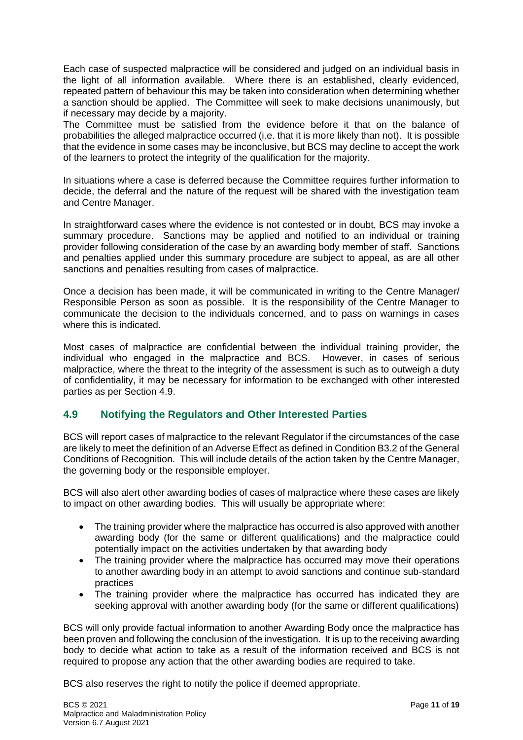Each case of suspected malpractice will be considered and judged on an individual basis in the light of all information available. Where there is an established, clearly evidenced, repeated pattern of behaviour this may be taken into consideration when determining whether a sanction should be applied. The Committee will seek to make decisions unanimously, but if necessary may decide by a majority.

The Committee must be satisfied from the evidence before it that on the balance of probabilities the alleged malpractice occurred (i.e. that it is more likely than not). It is possible that the evidence in some cases may be inconclusive, but BCS may decline to accept the work of the learners to protect the integrity of the qualification for the majority.

In situations where a case is deferred because the Committee requires further information to decide, the deferral and the nature of the request will be shared with the investigation team and Centre Manager.

In straightforward cases where the evidence is not contested or in doubt, BCS may invoke a summary procedure. Sanctions may be applied and notified to an individual or training provider following consideration of the case by an awarding body member of staff. Sanctions and penalties applied under this summary procedure are subject to appeal, as are all other sanctions and penalties resulting from cases of malpractice.

Once a decision has been made, it will be communicated in writing to the Centre Manager/ Responsible Person as soon as possible. It is the responsibility of the Centre Manager to communicate the decision to the individuals concerned, and to pass on warnings in cases where this is indicated.

Most cases of malpractice are confidential between the individual training provider, the individual who engaged in the malpractice and BCS. However, in cases of serious malpractice, where the threat to the integrity of the assessment is such as to outweigh a duty of confidentiality, it may be necessary for information to be exchanged with other interested parties as per Section 4.9.

## 4.9 Notifying the Regulators and Other Interested Parties

BCS will report cases of malpractice to the relevant Regulator if the circumstances of the case are likely to meet the definition of an Adverse Effect as defined in Condition B3.2 of the General Conditions of Recognition. This will include details of the action taken by the Centre Manager, the governing body or the responsible employer.

BCS will also alert other awarding bodies of cases of malpractice where these cases are likely to impact on other awarding bodies. This will usually be appropriate where:

- The training provider where the malpractice has occurred is also approved with another awarding body (for the same or different qualifications) and the malpractice could potentially impact on the activities undertaken by that awarding body
- The training provider where the malpractice has occurred may move their operations to another awarding body in an attempt to avoid sanctions and continue sub-standard practices
- The training provider where the malpractice has occurred has indicated they are seeking approval with another awarding body (for the same or different qualifications)

BCS will only provide factual information to another Awarding Body once the malpractice has been proven and following the conclusion of the investigation. It is up to the receiving awarding body to decide what action to take as a result of the information received and BCS is not required to propose any action that the other awarding bodies are required to take.

BCS also reserves the right to notify the police if deemed appropriate.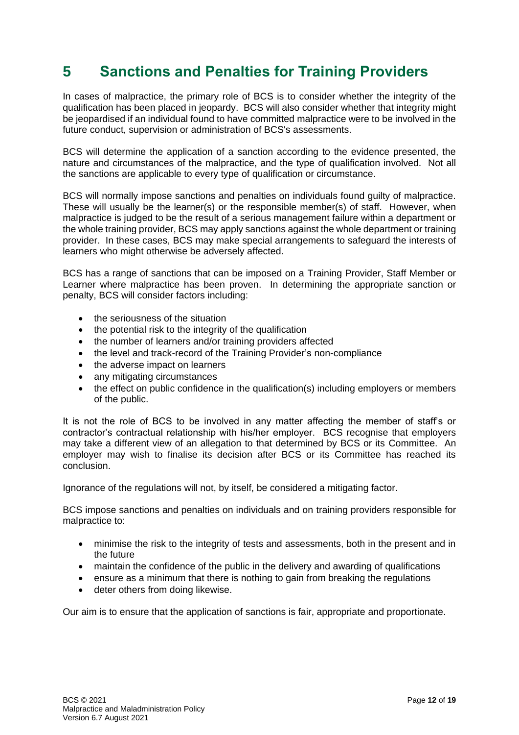# 5 Sanctions and Penalties for Training Providers

In cases of malpractice, the primary role of BCS is to consider whether the integrity of the qualification has been placed in jeopardy. BCS will also consider whether that integrity might be jeopardised if an individual found to have committed malpractice were to be involved in the future conduct, supervision or administration of BCS's assessments.

BCS will determine the application of a sanction according to the evidence presented, the nature and circumstances of the malpractice, and the type of qualification involved. Not all the sanctions are applicable to every type of qualification or circumstance.

BCS will normally impose sanctions and penalties on individuals found guilty of malpractice. These will usually be the learner(s) or the responsible member(s) of staff. However, when malpractice is judged to be the result of a serious management failure within a department or the whole training provider, BCS may apply sanctions against the whole department or training provider. In these cases, BCS may make special arrangements to safeguard the interests of learners who might otherwise be adversely affected.

BCS has a range of sanctions that can be imposed on a Training Provider, Staff Member or Learner where malpractice has been proven. In determining the appropriate sanction or penalty, BCS will consider factors including:

- the seriousness of the situation
- the potential risk to the integrity of the qualification
- the number of learners and/or training providers affected
- the level and track-record of the Training Provider's non-compliance
- the adverse impact on learners
- any mitigating circumstances
- the effect on public confidence in the qualification(s) including employers or members of the public.

It is not the role of BCS to be involved in any matter affecting the member of staff's or contractor's contractual relationship with his/her employer. BCS recognise that employers may take a different view of an allegation to that determined by BCS or its Committee. An employer may wish to finalise its decision after BCS or its Committee has reached its conclusion.

Ignorance of the regulations will not, by itself, be considered a mitigating factor.

BCS impose sanctions and penalties on individuals and on training providers responsible for malpractice to:

- minimise the risk to the integrity of tests and assessments, both in the present and in the future
- maintain the confidence of the public in the delivery and awarding of qualifications
- ensure as a minimum that there is nothing to gain from breaking the regulations
- deter others from doing likewise.

Our aim is to ensure that the application of sanctions is fair, appropriate and proportionate.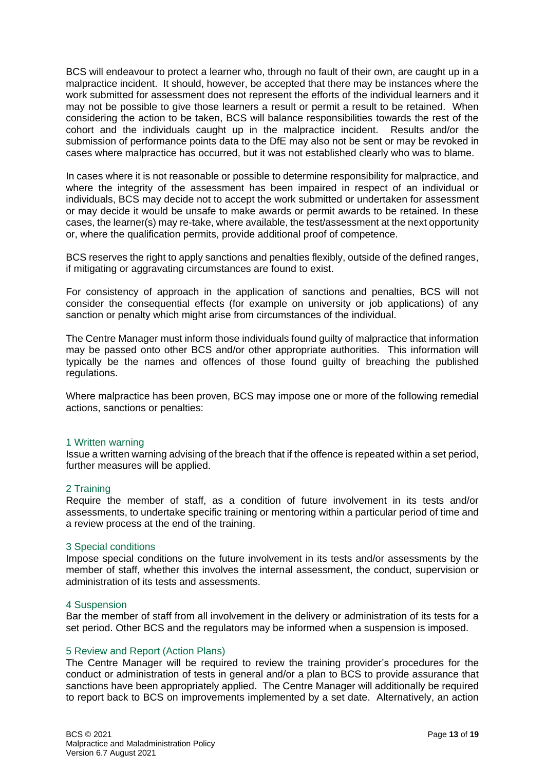BCS will endeavour to protect a learner who, through no fault of their own, are caught up in a malpractice incident. It should, however, be accepted that there may be instances where the work submitted for assessment does not represent the efforts of the individual learners and it may not be possible to give those learners a result or permit a result to be retained. When considering the action to be taken, BCS will balance responsibilities towards the rest of the cohort and the individuals caught up in the malpractice incident. Results and/or the submission of performance points data to the DfE may also not be sent or may be revoked in cases where malpractice has occurred, but it was not established clearly who was to blame.

In cases where it is not reasonable or possible to determine responsibility for malpractice, and where the integrity of the assessment has been impaired in respect of an individual or individuals, BCS may decide not to accept the work submitted or undertaken for assessment or may decide it would be unsafe to make awards or permit awards to be retained. In these cases, the learner(s) may re-take, where available, the test/assessment at the next opportunity or, where the qualification permits, provide additional proof of competence.

BCS reserves the right to apply sanctions and penalties flexibly, outside of the defined ranges, if mitigating or aggravating circumstances are found to exist.

For consistency of approach in the application of sanctions and penalties, BCS will not consider the consequential effects (for example on university or job applications) of any sanction or penalty which might arise from circumstances of the individual.

The Centre Manager must inform those individuals found guilty of malpractice that information may be passed onto other BCS and/or other appropriate authorities. This information will typically be the names and offences of those found guilty of breaching the published regulations.

Where malpractice has been proven, BCS may impose one or more of the following remedial actions, sanctions or penalties:

### 1 Written warning

Issue a written warning advising of the breach that if the offence is repeated within a set period, further measures will be applied.

### 2 Training

Require the member of staff, as a condition of future involvement in its tests and/or assessments, to undertake specific training or mentoring within a particular period of time and a review process at the end of the training.

### 3 Special conditions

Impose special conditions on the future involvement in its tests and/or assessments by the member of staff, whether this involves the internal assessment, the conduct, supervision or administration of its tests and assessments.

### 4 Suspension

Bar the member of staff from all involvement in the delivery or administration of its tests for a set period. Other BCS and the regulators may be informed when a suspension is imposed.

### 5 Review and Report (Action Plans)

The Centre Manager will be required to review the training provider's procedures for the conduct or administration of tests in general and/or a plan to BCS to provide assurance that sanctions have been appropriately applied. The Centre Manager will additionally be required to report back to BCS on improvements implemented by a set date. Alternatively, an action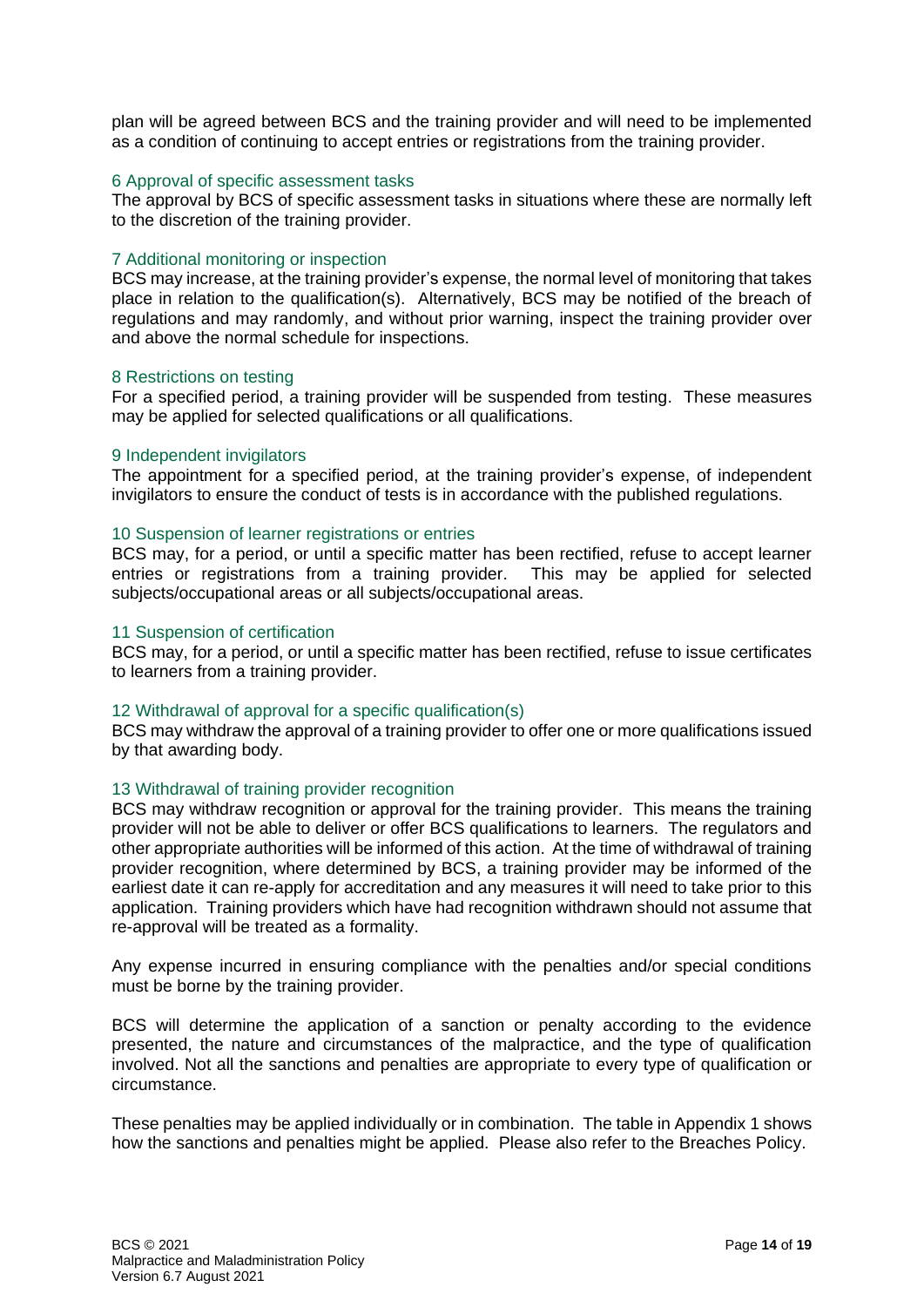plan will be agreed between BCS and the training provider and will need to be implemented as a condition of continuing to accept entries or registrations from the training provider.

### 6 Approval of specific assessment tasks

The approval by BCS of specific assessment tasks in situations where these are normally left to the discretion of the training provider.

### 7 Additional monitoring or inspection

BCS may increase, at the training provider's expense, the normal level of monitoring that takes place in relation to the qualification(s). Alternatively, BCS may be notified of the breach of regulations and may randomly, and without prior warning, inspect the training provider over and above the normal schedule for inspections.

### 8 Restrictions on testing

For a specified period, a training provider will be suspended from testing. These measures may be applied for selected qualifications or all qualifications.

### 9 Independent invigilators

The appointment for a specified period, at the training provider's expense, of independent invigilators to ensure the conduct of tests is in accordance with the published regulations.

### 10 Suspension of learner registrations or entries

BCS may, for a period, or until a specific matter has been rectified, refuse to accept learner entries or registrations from a training provider. This may be applied for selected subjects/occupational areas or all subjects/occupational areas.

### 11 Suspension of certification

BCS may, for a period, or until a specific matter has been rectified, refuse to issue certificates to learners from a training provider.

### 12 Withdrawal of approval for a specific qualification(s)

BCS may withdraw the approval of a training provider to offer one or more qualifications issued by that awarding body.

### 13 Withdrawal of training provider recognition

BCS may withdraw recognition or approval for the training provider. This means the training provider will not be able to deliver or offer BCS qualifications to learners. The regulators and other appropriate authorities will be informed of this action. At the time of withdrawal of training provider recognition, where determined by BCS, a training provider may be informed of the earliest date it can re-apply for accreditation and any measures it will need to take prior to this application. Training providers which have had recognition withdrawn should not assume that re-approval will be treated as a formality.

Any expense incurred in ensuring compliance with the penalties and/or special conditions must be borne by the training provider.

BCS will determine the application of a sanction or penalty according to the evidence presented, the nature and circumstances of the malpractice, and the type of qualification involved. Not all the sanctions and penalties are appropriate to every type of qualification or circumstance.

These penalties may be applied individually or in combination. The table in Appendix 1 shows how the sanctions and penalties might be applied. Please also refer to the Breaches Policy.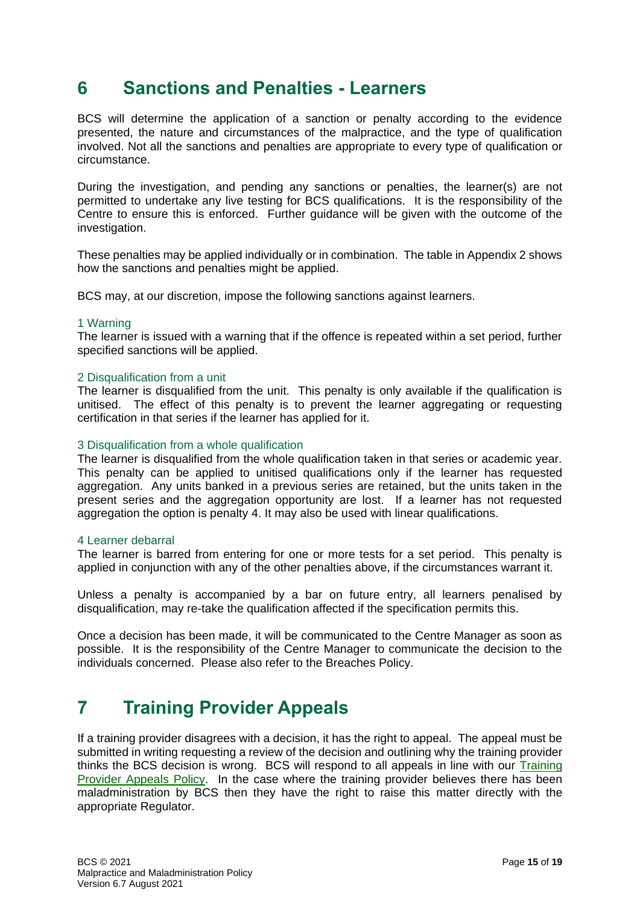# 6 Sanctions and Penalties - Learners

BCS will determine the application of a sanction or penalty according to the evidence presented, the nature and circumstances of the malpractice, and the type of qualification involved. Not all the sanctions and penalties are appropriate to every type of qualification or circumstance.

During the investigation, and pending any sanctions or penalties, the learner(s) are not permitted to undertake any live testing for BCS qualifications. It is the responsibility of the Centre to ensure this is enforced. Further guidance will be given with the outcome of the investigation.

These penalties may be applied individually or in combination. The table in Appendix 2 shows how the sanctions and penalties might be applied.

BCS may, at our discretion, impose the following sanctions against learners.

### 1 Warning

The learner is issued with a warning that if the offence is repeated within a set period, further specified sanctions will be applied.

### 2 Disqualification from a unit

The learner is disqualified from the unit. This penalty is only available if the qualification is unitised. The effect of this penalty is to prevent the learner aggregating or requesting certification in that series if the learner has applied for it.

### 3 Disqualification from a whole qualification

The learner is disqualified from the whole qualification taken in that series or academic year. This penalty can be applied to unitised qualifications only if the learner has requested aggregation. Any units banked in a previous series are retained, but the units taken in the present series and the aggregation opportunity are lost. If a learner has not requested aggregation the option is penalty 4. It may also be used with linear qualifications.

### 4 Learner debarral

The learner is barred from entering for one or more tests for a set period. This penalty is applied in conjunction with any of the other penalties above, if the circumstances warrant it.

Unless a penalty is accompanied by a bar on future entry, all learners penalised by disqualification, may re-take the qualification affected if the specification permits this.

Once a decision has been made, it will be communicated to the Centre Manager as soon as possible. It is the responsibility of the Centre Manager to communicate the decision to the individuals concerned. Please also refer to the Breaches Policy.

# 7 Training Provider Appeals

If a training provider disagrees with a decision, it has the right to appeal. The appeal must be submitted in writing requesting a review of the decision and outlining why the training provider thinks the BCS decision is wrong. BCS will respond to all appeals in line with our Training Provider Appeals Policy. In the case where the training provider believes there has been maladministration by BCS then they have the right to raise this matter directly with the appropriate Regulator.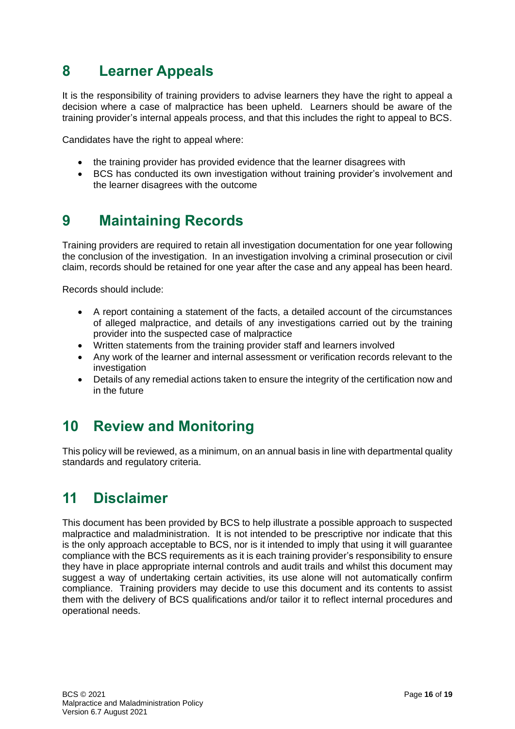## 8 Learner Appeals

It is the responsibility of training providers to advise learners they have the right to appeal a decision where a case of malpractice has been upheld. Learners should be aware of the training provider's internal appeals process, and that this includes the right to appeal to BCS.

Candidates have the right to appeal where:

- the training provider has provided evidence that the learner disagrees with
- BCS has conducted its own investigation without training provider's involvement and the learner disagrees with the outcome

## 9 Maintaining Records

Training providers are required to retain all investigation documentation for one year following the conclusion of the investigation. In an investigation involving a criminal prosecution or civil claim, records should be retained for one year after the case and any appeal has been heard.

Records should include:

- A report containing a statement of the facts, a detailed account of the circumstances of alleged malpractice, and details of any investigations carried out by the training provider into the suspected case of malpractice
- Written statements from the training provider staff and learners involved
- Any work of the learner and internal assessment or verification records relevant to the investigation
- Details of any remedial actions taken to ensure the integrity of the certification now and in the future

## 10 Review and Monitoring

This policy will be reviewed, as a minimum, on an annual basis in line with departmental quality standards and regulatory criteria.

## 11 Disclaimer

This document has been provided by BCS to help illustrate a possible approach to suspected malpractice and maladministration. It is not intended to be prescriptive nor indicate that this is the only approach acceptable to BCS, nor is it intended to imply that using it will guarantee compliance with the BCS requirements as it is each training provider's responsibility to ensure they have in place appropriate internal controls and audit trails and whilst this document may suggest a way of undertaking certain activities, its use alone will not automatically confirm compliance. Training providers may decide to use this document and its contents to assist them with the delivery of BCS qualifications and/or tailor it to reflect internal procedures and operational needs.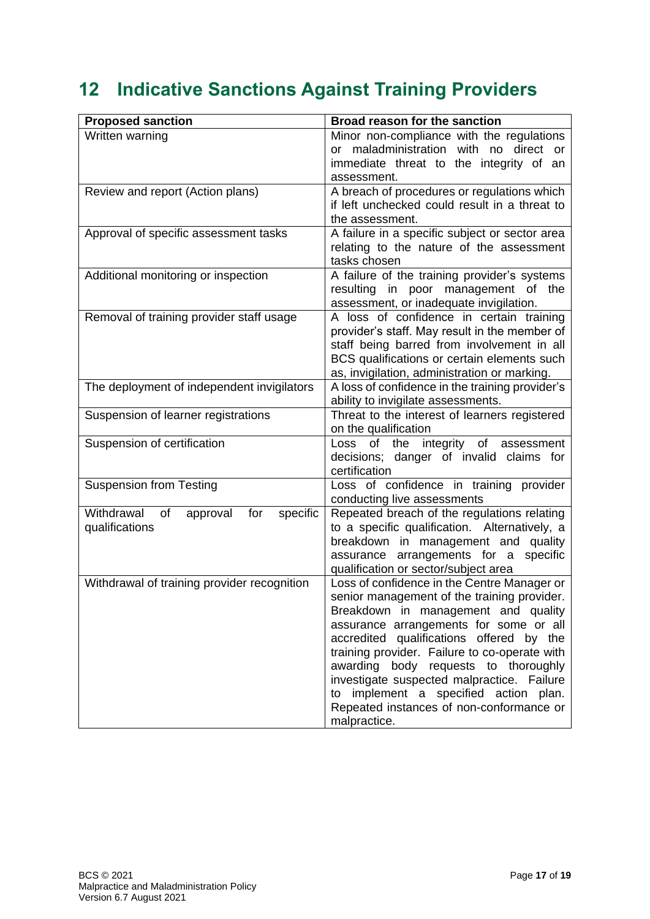# 12 Indicative Sanctions Against Training Providers

| Proposed sanction | Broad reason for the sanction |
|---|---|
| Written warning | Minor non-compliance with the regulations or maladministration with no direct or immediate threat to the integrity of an assessment. |
| Review and report (Action plans) | A breach of procedures or regulations which if left unchecked could result in a threat to the assessment. |
| Approval of specific assessment tasks | A failure in a specific subject or sector area relating to the nature of the assessment tasks chosen |
| Additional monitoring or inspection | A failure of the training provider's systems resulting in poor management of the assessment, or inadequate invigilation. |
| Removal of training provider staff usage | A loss of confidence in certain training provider's staff. May result in the member of staff being barred from involvement in all BCS qualifications or certain elements such as, invigilation, administration or marking. |
| The deployment of independent invigilators | A loss of confidence in the training provider's ability to invigilate assessments. |
| Suspension of learner registrations | Threat to the interest of learners registered on the qualification |
| Suspension of certification | Loss of the integrity of assessment decisions; danger of invalid claims for certification |
| Suspension from Testing | Loss of confidence in training provider conducting live assessments |
| Withdrawal of approval for specific qualifications | Repeated breach of the regulations relating to a specific qualification. Alternatively, a breakdown in management and quality assurance arrangements for a specific qualification or sector/subject area |
| Withdrawal of training provider recognition | Loss of confidence in the Centre Manager or senior management of the training provider. Breakdown in management and quality assurance arrangements for some or all accredited qualifications offered by the training provider. Failure to co-operate with awarding body requests to thoroughly investigate suspected malpractice. Failure to implement a specified action plan. Repeated instances of non-conformance or malpractice. |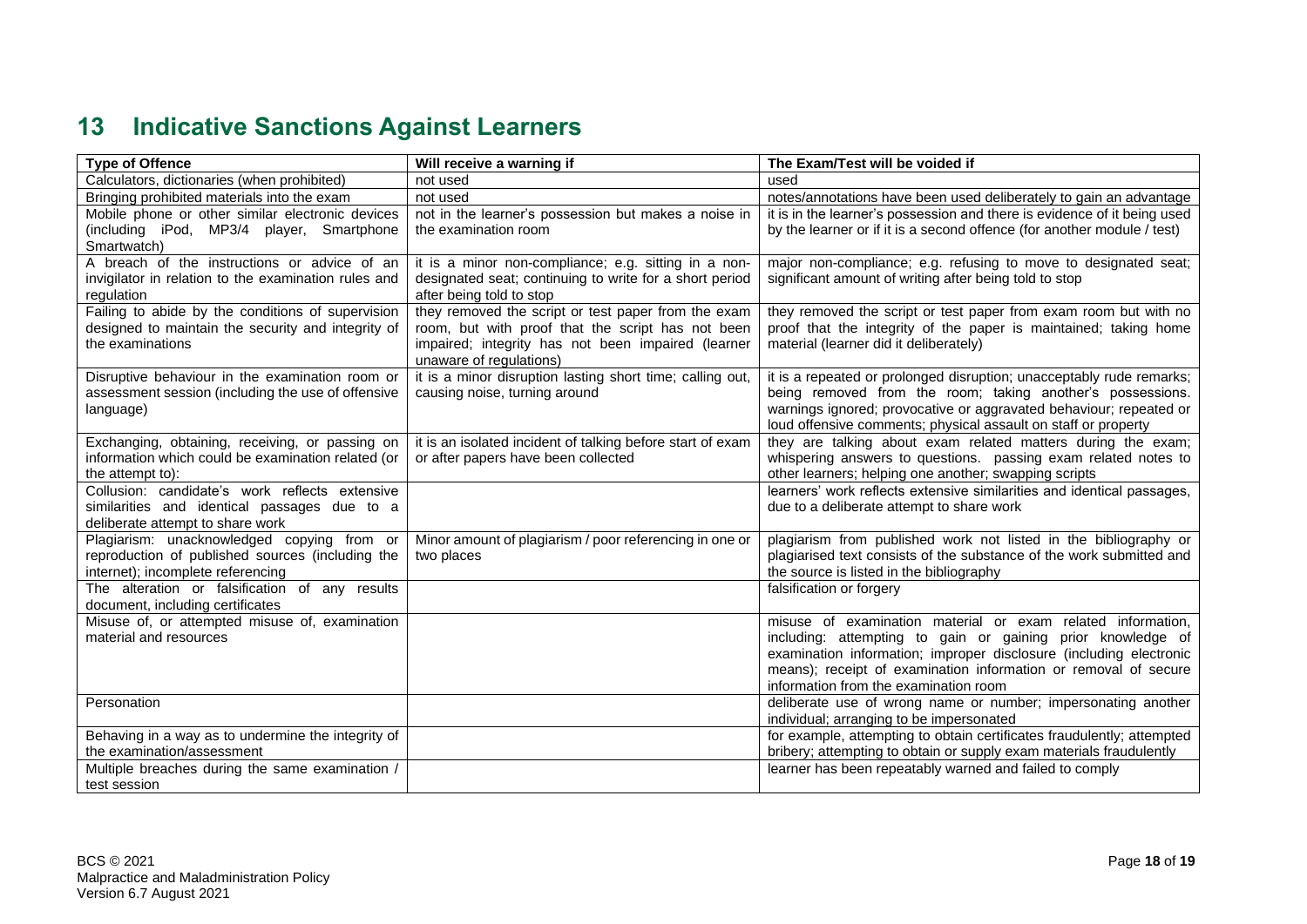# 13 Indicative Sanctions Against Learners

| Type of Offence | Will receive a warning if | The Exam/Test will be voided if |
|---|---|---|
| Calculators, dictionaries (when prohibited) | not used | used |
| Bringing prohibited materials into the exam | not used | notes/annotations have been used deliberately to gain an advantage |
| Mobile phone or other similar electronic devices (including iPod, MP3/4 player, Smartphone Smartwatch) | not in the learner's possession but makes a noise in the examination room | it is in the learner's possession and there is evidence of it being used by the learner or if it is a second offence (for another module / test) |
| A breach of the instructions or advice of an invigilator in relation to the examination rules and regulation | it is a minor non-compliance; e.g. sitting in a non-designated seat; continuing to write for a short period after being told to stop | major non-compliance; e.g. refusing to move to designated seat; significant amount of writing after being told to stop |
| Failing to abide by the conditions of supervision designed to maintain the security and integrity of the examinations | they removed the script or test paper from the exam room, but with proof that the script has not been impaired; integrity has not been impaired (learner unaware of regulations) | they removed the script or test paper from exam room but with no proof that the integrity of the paper is maintained; taking home material (learner did it deliberately) |
| Disruptive behaviour in the examination room or assessment session (including the use of offensive language) | it is a minor disruption lasting short time; calling out, causing noise, turning around | it is a repeated or prolonged disruption; unacceptably rude remarks; being removed from the room; taking another's possessions. warnings ignored; provocative or aggravated behaviour; repeated or loud offensive comments; physical assault on staff or property |
| Exchanging, obtaining, receiving, or passing on information which could be examination related (or the attempt to): | it is an isolated incident of talking before start of exam or after papers have been collected | they are talking about exam related matters during the exam; whispering answers to questions. passing exam related notes to other learners; helping one another; swapping scripts |
| Collusion: candidate's work reflects extensive similarities and identical passages due to a deliberate attempt to share work | | learners' work reflects extensive similarities and identical passages, due to a deliberate attempt to share work |
| Plagiarism: unacknowledged copying from or reproduction of published sources (including the internet); incomplete referencing | Minor amount of plagiarism / poor referencing in one or two places | plagiarism from published work not listed in the bibliography or plagiarised text consists of the substance of the work submitted and the source is listed in the bibliography |
| The alteration or falsification of any results document, including certificates | | falsification or forgery |
| Misuse of, or attempted misuse of, examination material and resources | | misuse of examination material or exam related information, including: attempting to gain or gaining prior knowledge of examination information; improper disclosure (including electronic means); receipt of examination information or removal of secure information from the examination room |
| Personation | | deliberate use of wrong name or number; impersonating another individual; arranging to be impersonated |
| Behaving in a way as to undermine the integrity of the examination/assessment | | for example, attempting to obtain certificates fraudulently; attempted bribery; attempting to obtain or supply exam materials fraudulently |
| Multiple breaches during the same examination / test session | | learner has been repeatably warned and failed to comply |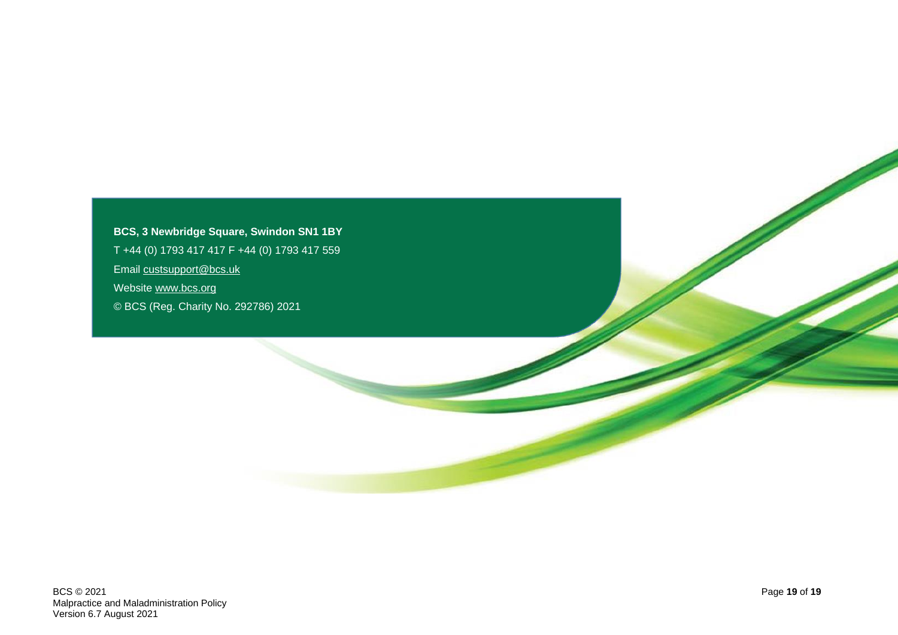**BCS, 3 Newbridge Square, Swindon SN1 1BY**

T +44 (0) 1793 417 417 F +44 (0) 1793 417 559

Email custsupport@bcs.uk

Website www.bcs.org

© BCS (Reg. Charity No. 292786) 2021